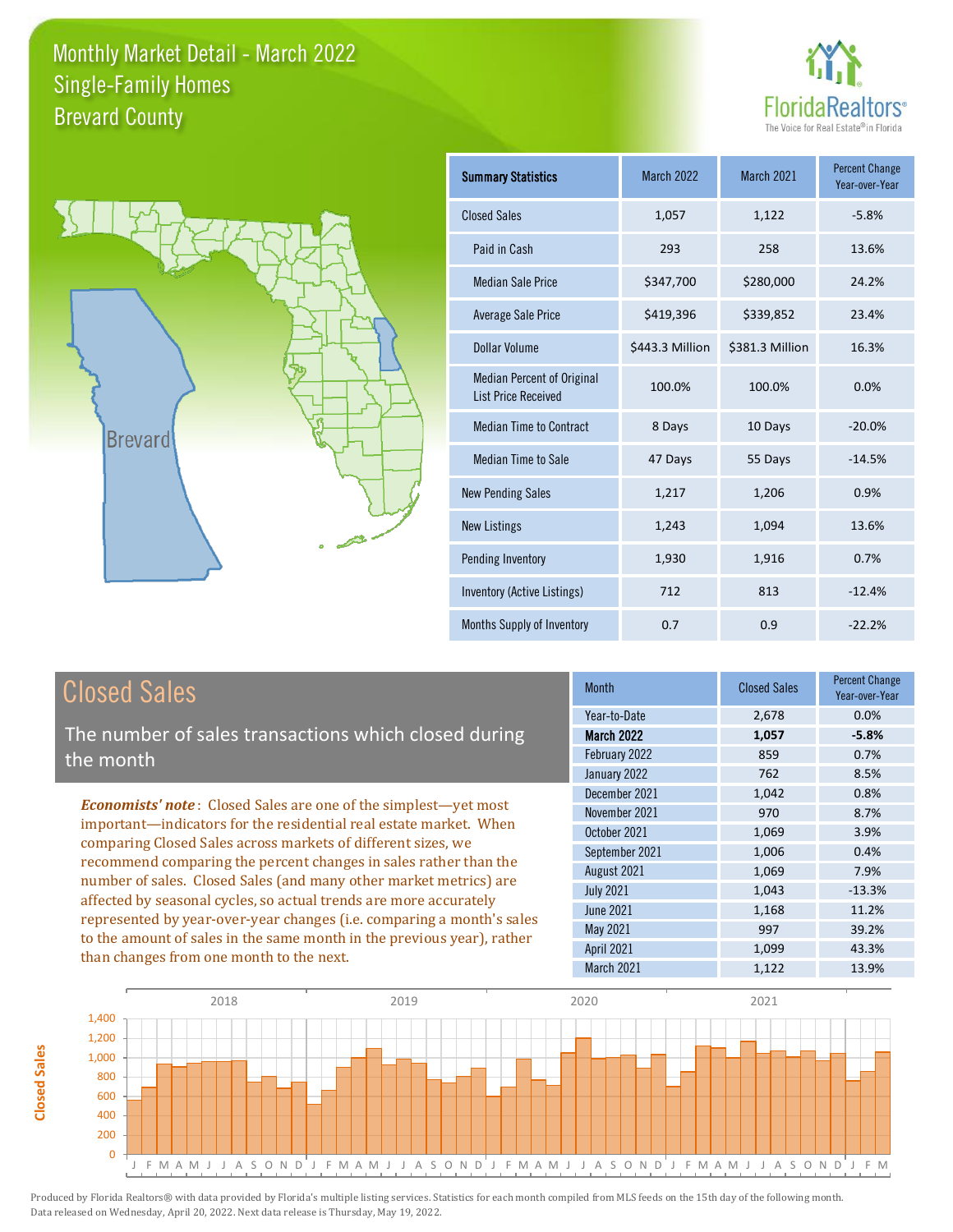# Monthly Market Detail - March 2022
## Single-Family Homes
## Brevard County

FloridaRealtors®
The Voice for Real Estate® in Florida

| Summary Statistics | March 2022 | March 2021 | Percent Change Year-over-Year |
|---|---|---|---|
| Closed Sales | 1,057 | 1,122 | -5.8% |
| Paid in Cash | 293 | 258 | 13.6% |
| Median Sale Price | $347,700 | $280,000 | 24.2% |
| Average Sale Price | $419,396 | $339,852 | 23.4% |
| Dollar Volume | $443.3 Million | $381.3 Million | 16.3% |
| Median Percent of Original List Price Received | 100.0% | 100.0% | 0.0% |
| Median Time to Contract | 8 Days | 10 Days | -20.0% |
| Median Time to Sale | 47 Days | 55 Days | -14.5% |
| New Pending Sales | 1,217 | 1,206 | 0.9% |
| New Listings | 1,243 | 1,094 | 13.6% |
| Pending Inventory | 1,930 | 1,916 | 0.7% |
| Inventory (Active Listings) | 712 | 813 | -12.4% |
| Months Supply of Inventory | 0.7 | 0.9 | -22.2% |

## Closed Sales

The number of sales transactions which closed during the month

***Economists' note***: Closed Sales are one of the simplest—yet most important—indicators for the residential real estate market. When comparing Closed Sales across markets of different sizes, we recommend comparing the percent changes in sales rather than the number of sales. Closed Sales (and many other market metrics) are affected by seasonal cycles, so actual trends are more accurately represented by year-over-year changes (i.e. comparing a month's sales to the amount of sales in the same month in the previous year), rather than changes from one month to the next.

| Month | Closed Sales | Percent Change Year-over-Year |
|---|---|---|
| Year-to-Date | 2,678 | 0.0% |
| **March 2022** | **1,057** | **-5.8%** |
| February 2022 | 859 | 0.7% |
| January 2022 | 762 | 8.5% |
| December 2021 | 1,042 | 0.8% |
| November 2021 | 970 | 8.7% |
| October 2021 | 1,069 | 3.9% |
| September 2021 | 1,006 | 0.4% |
| August 2021 | 1,069 | 7.9% |
| July 2021 | 1,043 | -13.3% |
| June 2021 | 1,168 | 11.2% |
| May 2021 | 997 | 39.2% |
| April 2021 | 1,099 | 43.3% |
| March 2021 | 1,122 | 13.9% |

Produced by Florida Realtors® with data provided by Florida's multiple listing services. Statistics for each month compiled from MLS feeds on the 15th day of the following month. Data released on Wednesday, April 20, 2022. Next data release is Thursday, May 19, 2022.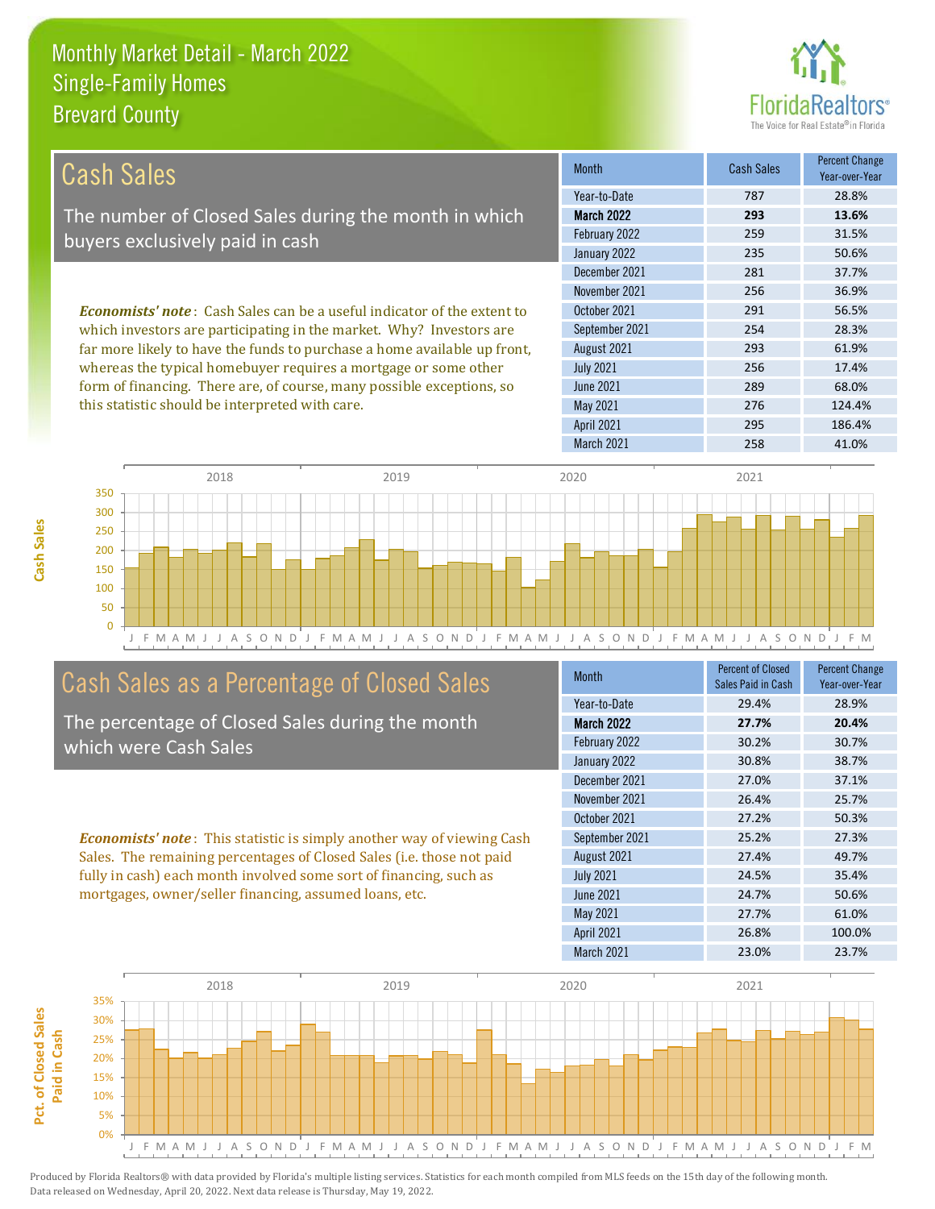# Monthly Market Detail - March 2022
## Single-Family Homes
## Brevard County

## Cash Sales

The number of Closed Sales during the month in which buyers exclusively paid in cash

***Economists' note***: Cash Sales can be a useful indicator of the extent to which investors are participating in the market. Why? Investors are far more likely to have the funds to purchase a home available up front, whereas the typical homebuyer requires a mortgage or some other form of financing. There are, of course, many possible exceptions, so this statistic should be interpreted with care.

| Month | Cash Sales | Percent Change Year-over-Year |
|---|---|---|
| Year-to-Date | 787 | 28.8% |
| **March 2022** | **293** | **13.6%** |
| February 2022 | 259 | 31.5% |
| January 2022 | 235 | 50.6% |
| December 2021 | 281 | 37.7% |
| November 2021 | 256 | 36.9% |
| October 2021 | 291 | 56.5% |
| September 2021 | 254 | 28.3% |
| August 2021 | 293 | 61.9% |
| July 2021 | 256 | 17.4% |
| June 2021 | 289 | 68.0% |
| May 2021 | 276 | 124.4% |
| April 2021 | 295 | 186.4% |
| March 2021 | 258 | 41.0% |

## Cash Sales as a Percentage of Closed Sales

The percentage of Closed Sales during the month which were Cash Sales

***Economists' note***: This statistic is simply another way of viewing Cash Sales. The remaining percentages of Closed Sales (i.e. those not paid fully in cash) each month involved some sort of financing, such as mortgages, owner/seller financing, assumed loans, etc.

| Month | Percent of Closed Sales Paid in Cash | Percent Change Year-over-Year |
|---|---|---|
| Year-to-Date | 29.4% | 28.9% |
| **March 2022** | **27.7%** | **20.4%** |
| February 2022 | 30.2% | 30.7% |
| January 2022 | 30.8% | 38.7% |
| December 2021 | 27.0% | 37.1% |
| November 2021 | 26.4% | 25.7% |
| October 2021 | 27.2% | 50.3% |
| September 2021 | 25.2% | 27.3% |
| August 2021 | 27.4% | 49.7% |
| July 2021 | 24.5% | 35.4% |
| June 2021 | 24.7% | 50.6% |
| May 2021 | 27.7% | 61.0% |
| April 2021 | 26.8% | 100.0% |
| March 2021 | 23.0% | 23.7% |

Produced by Florida Realtors® with data provided by Florida's multiple listing services. Statistics for each month compiled from MLS feeds on the 15th day of the following month. Data released on Wednesday, April 20, 2022. Next data release is Thursday, May 19, 2022.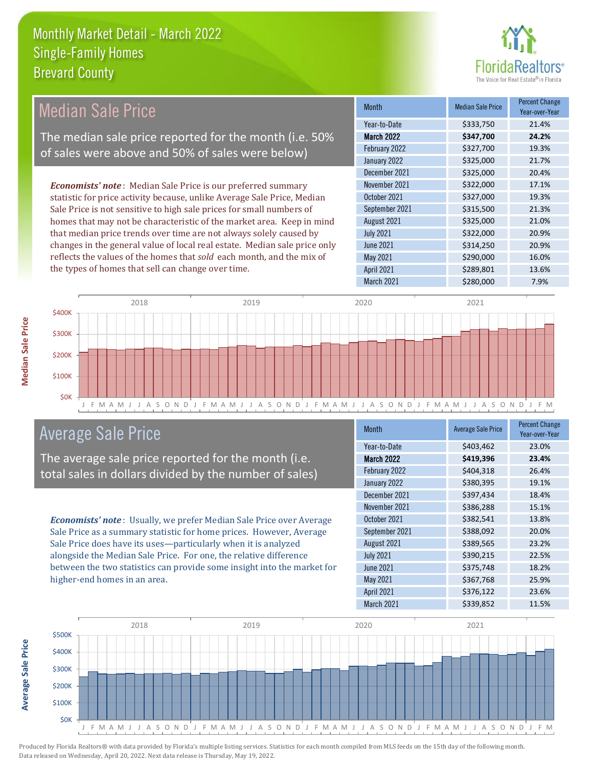# Monthly Market Detail - March 2022
## Single-Family Homes
## Brevard County

## Median Sale Price

The median sale price reported for the month (i.e. 50% of sales were above and 50% of sales were below)

***Economists' note***: Median Sale Price is our preferred summary statistic for price activity because, unlike Average Sale Price, Median Sale Price is not sensitive to high sale prices for small numbers of homes that may not be characteristic of the market area. Keep in mind that median price trends over time are not always solely caused by changes in the general value of local real estate. Median sale price only reflects the values of the homes that *sold* each month, and the mix of the types of homes that sell can change over time.

| Month | Median Sale Price | Percent Change Year-over-Year |
|---|---|---|
| Year-to-Date | $333,750 | 21.4% |
| **March 2022** | **$347,700** | **24.2%** |
| February 2022 | $327,700 | 19.3% |
| January 2022 | $325,000 | 21.7% |
| December 2021 | $325,000 | 20.4% |
| November 2021 | $322,000 | 17.1% |
| October 2021 | $327,000 | 19.3% |
| September 2021 | $315,500 | 21.3% |
| August 2021 | $325,000 | 21.0% |
| July 2021 | $322,000 | 20.9% |
| June 2021 | $314,250 | 20.9% |
| May 2021 | $290,000 | 16.0% |
| April 2021 | $289,801 | 13.6% |
| March 2021 | $280,000 | 7.9% |

## Average Sale Price

The average sale price reported for the month (i.e. total sales in dollars divided by the number of sales)

***Economists' note***: Usually, we prefer Median Sale Price over Average Sale Price as a summary statistic for home prices. However, Average Sale Price does have its uses—particularly when it is analyzed alongside the Median Sale Price. For one, the relative difference between the two statistics can provide some insight into the market for higher-end homes in an area.

| Month | Average Sale Price | Percent Change Year-over-Year |
|---|---|---|
| Year-to-Date | $403,462 | 23.0% |
| **March 2022** | **$419,396** | **23.4%** |
| February 2022 | $404,318 | 26.4% |
| January 2022 | $380,395 | 19.1% |
| December 2021 | $397,434 | 18.4% |
| November 2021 | $386,288 | 15.1% |
| October 2021 | $382,541 | 13.8% |
| September 2021 | $388,092 | 20.0% |
| August 2021 | $389,565 | 23.2% |
| July 2021 | $390,215 | 22.5% |
| June 2021 | $375,748 | 18.2% |
| May 2021 | $367,768 | 25.9% |
| April 2021 | $376,122 | 23.6% |
| March 2021 | $339,852 | 11.5% |

Produced by Florida Realtors® with data provided by Florida's multiple listing services. Statistics for each month compiled from MLS feeds on the 15th day of the following month. Data released on Wednesday, April 20, 2022. Next data release is Thursday, May 19, 2022.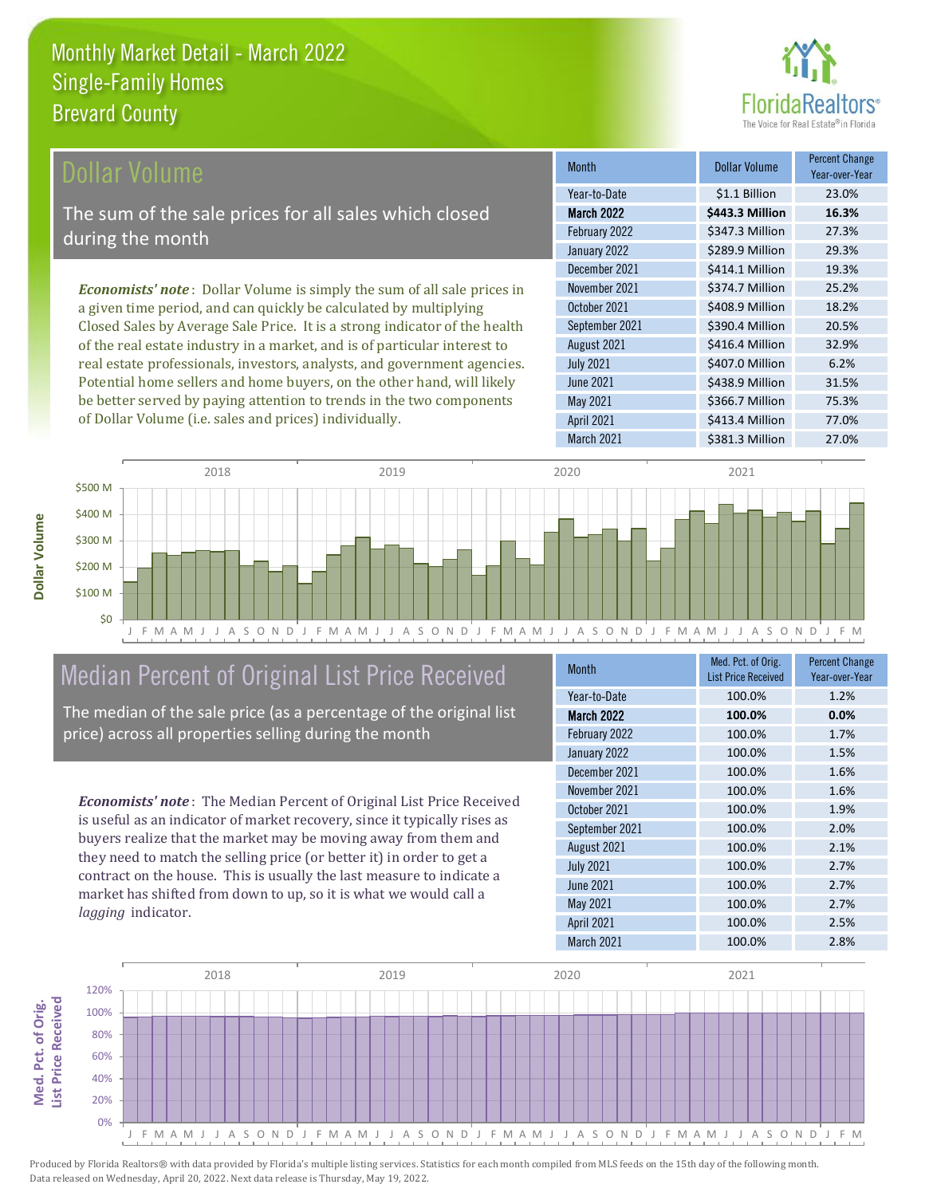# Monthly Market Detail - March 2022
## Single-Family Homes
## Brevard County

## Dollar Volume

The sum of the sale prices for all sales which closed during the month

*Economists' note*: Dollar Volume is simply the sum of all sale prices in a given time period, and can quickly be calculated by multiplying Closed Sales by Average Sale Price. It is a strong indicator of the health of the real estate industry in a market, and is of particular interest to real estate professionals, investors, analysts, and government agencies. Potential home sellers and home buyers, on the other hand, will likely be better served by paying attention to trends in the two components of Dollar Volume (i.e. sales and prices) individually.

| Month | Dollar Volume | Percent Change Year-over-Year |
|---|---|---|
| Year-to-Date | $1.1 Billion | 23.0% |
| **March 2022** | **$443.3 Million** | **16.3%** |
| February 2022 | $347.3 Million | 27.3% |
| January 2022 | $289.9 Million | 29.3% |
| December 2021 | $414.1 Million | 19.3% |
| November 2021 | $374.7 Million | 25.2% |
| October 2021 | $408.9 Million | 18.2% |
| September 2021 | $390.4 Million | 20.5% |
| August 2021 | $416.4 Million | 32.9% |
| July 2021 | $407.0 Million | 6.2% |
| June 2021 | $438.9 Million | 31.5% |
| May 2021 | $366.7 Million | 75.3% |
| April 2021 | $413.4 Million | 77.0% |
| March 2021 | $381.3 Million | 27.0% |

## Median Percent of Original List Price Received

The median of the sale price (as a percentage of the original list price) across all properties selling during the month

*Economists' note*: The Median Percent of Original List Price Received is useful as an indicator of market recovery, since it typically rises as buyers realize that the market may be moving away from them and they need to match the selling price (or better it) in order to get a contract on the house. This is usually the last measure to indicate a market has shifted from down to up, so it is what we would call a *lagging* indicator.

| Month | Med. Pct. of Orig. List Price Received | Percent Change Year-over-Year |
|---|---|---|
| Year-to-Date | 100.0% | 1.2% |
| **March 2022** | **100.0%** | **0.0%** |
| February 2022 | 100.0% | 1.7% |
| January 2022 | 100.0% | 1.5% |
| December 2021 | 100.0% | 1.6% |
| November 2021 | 100.0% | 1.6% |
| October 2021 | 100.0% | 1.9% |
| September 2021 | 100.0% | 2.0% |
| August 2021 | 100.0% | 2.1% |
| July 2021 | 100.0% | 2.7% |
| June 2021 | 100.0% | 2.7% |
| May 2021 | 100.0% | 2.7% |
| April 2021 | 100.0% | 2.5% |
| March 2021 | 100.0% | 2.8% |

Produced by Florida Realtors® with data provided by Florida's multiple listing services. Statistics for each month compiled from MLS feeds on the 15th day of the following month. Data released on Wednesday, April 20, 2022. Next data release is Thursday, May 19, 2022.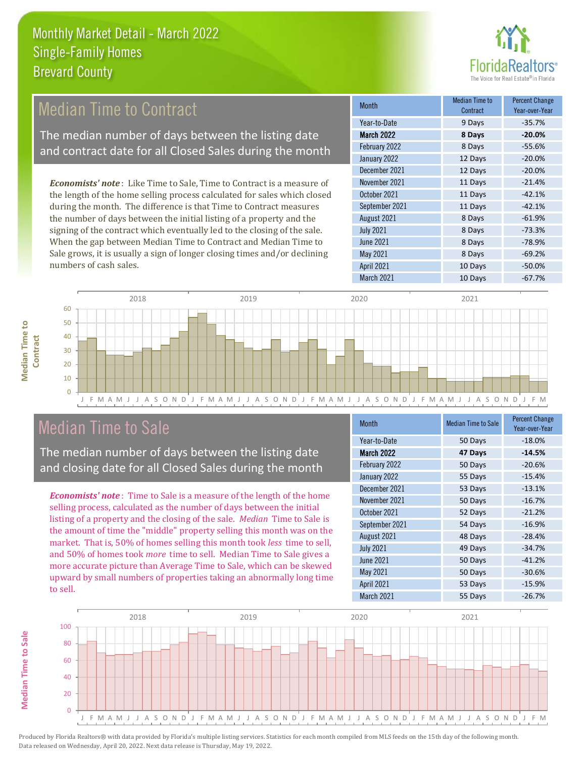# Monthly Market Detail - March 2022
## Single-Family Homes
## Brevard County

## Median Time to Contract

The median number of days between the listing date and contract date for all Closed Sales during the month

***Economists' note***: Like Time to Sale, Time to Contract is a measure of the length of the home selling process calculated for sales which closed during the month. The difference is that Time to Contract measures the number of days between the initial listing of a property and the signing of the contract which eventually led to the closing of the sale. When the gap between Median Time to Contract and Median Time to Sale grows, it is usually a sign of longer closing times and/or declining numbers of cash sales.

| Month | Median Time to Contract | Percent Change Year-over-Year |
|---|---|---|
| Year-to-Date | 9 Days | -35.7% |
| **March 2022** | **8 Days** | **-20.0%** |
| February 2022 | 8 Days | -55.6% |
| January 2022 | 12 Days | -20.0% |
| December 2021 | 12 Days | -20.0% |
| November 2021 | 11 Days | -21.4% |
| October 2021 | 11 Days | -42.1% |
| September 2021 | 11 Days | -42.1% |
| August 2021 | 8 Days | -61.9% |
| July 2021 | 8 Days | -73.3% |
| June 2021 | 8 Days | -78.9% |
| May 2021 | 8 Days | -69.2% |
| April 2021 | 10 Days | -50.0% |
| March 2021 | 10 Days | -67.7% |

## Median Time to Sale

The median number of days between the listing date and closing date for all Closed Sales during the month

***Economists' note***: Time to Sale is a measure of the length of the home selling process, calculated as the number of days between the initial listing of a property and the closing of the sale. *Median* Time to Sale is the amount of time the "middle" property selling this month was on the market. That is, 50% of homes selling this month took *less* time to sell, and 50% of homes took *more* time to sell. Median Time to Sale gives a more accurate picture than Average Time to Sale, which can be skewed upward by small numbers of properties taking an abnormally long time to sell.

| Month | Median Time to Sale | Percent Change Year-over-Year |
|---|---|---|
| Year-to-Date | 50 Days | -18.0% |
| **March 2022** | **47 Days** | **-14.5%** |
| February 2022 | 50 Days | -20.6% |
| January 2022 | 55 Days | -15.4% |
| December 2021 | 53 Days | -13.1% |
| November 2021 | 50 Days | -16.7% |
| October 2021 | 52 Days | -21.2% |
| September 2021 | 54 Days | -16.9% |
| August 2021 | 48 Days | -28.4% |
| July 2021 | 49 Days | -34.7% |
| June 2021 | 50 Days | -41.2% |
| May 2021 | 50 Days | -30.6% |
| April 2021 | 53 Days | -15.9% |
| March 2021 | 55 Days | -26.7% |

Produced by Florida Realtors® with data provided by Florida's multiple listing services. Statistics for each month compiled from MLS feeds on the 15th day of the following month. Data released on Wednesday, April 20, 2022. Next data release is Thursday, May 19, 2022.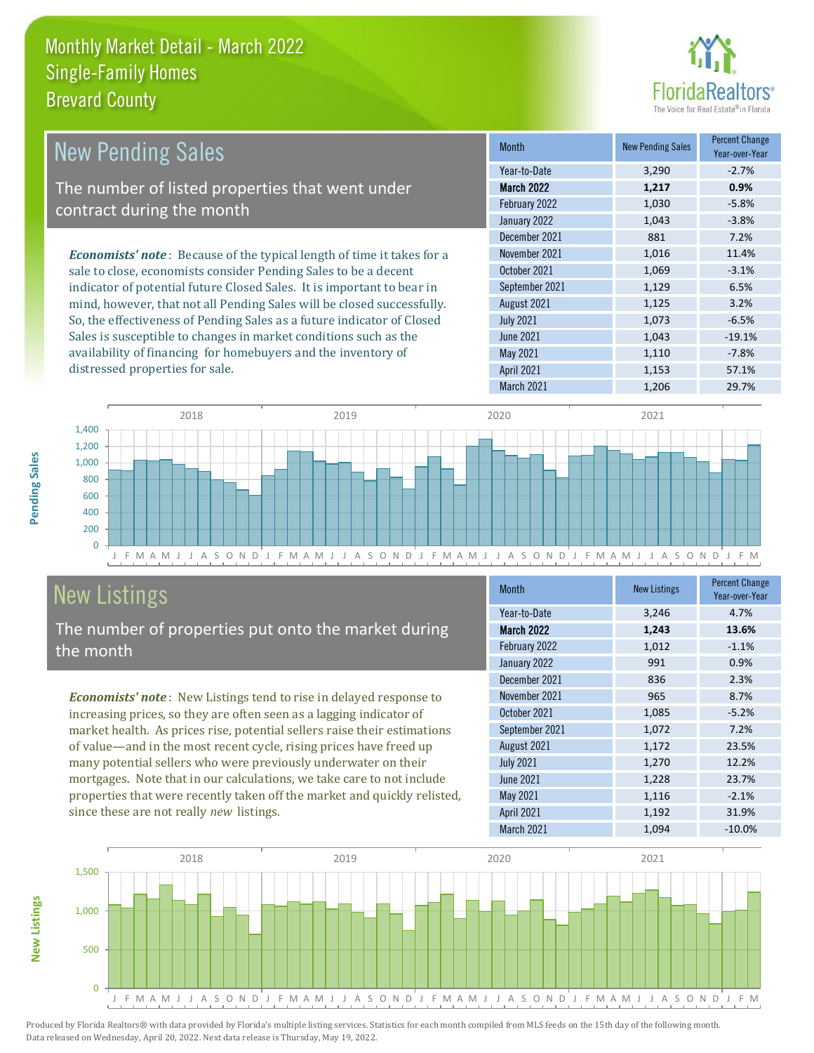# Monthly Market Detail - March 2022
## Single-Family Homes
## Brevard County

## New Pending Sales

The number of listed properties that went under contract during the month

***Economists' note***: Because of the typical length of time it takes for a sale to close, economists consider Pending Sales to be a decent indicator of potential future Closed Sales. It is important to bear in mind, however, that not all Pending Sales will be closed successfully. So, the effectiveness of Pending Sales as a future indicator of Closed Sales is susceptible to changes in market conditions such as the availability of financing for homebuyers and the inventory of distressed properties for sale.

| Month | New Pending Sales | Percent Change Year-over-Year |
|---|---|---|
| Year-to-Date | 3,290 | -2.7% |
| **March 2022** | **1,217** | **0.9%** |
| February 2022 | 1,030 | -5.8% |
| January 2022 | 1,043 | -3.8% |
| December 2021 | 881 | 7.2% |
| November 2021 | 1,016 | 11.4% |
| October 2021 | 1,069 | -3.1% |
| September 2021 | 1,129 | 6.5% |
| August 2021 | 1,125 | 3.2% |
| July 2021 | 1,073 | -6.5% |
| June 2021 | 1,043 | -19.1% |
| May 2021 | 1,110 | -7.8% |
| April 2021 | 1,153 | 57.1% |
| March 2021 | 1,206 | 29.7% |

## New Listings

The number of properties put onto the market during the month

***Economists' note***: New Listings tend to rise in delayed response to increasing prices, so they are often seen as a lagging indicator of market health. As prices rise, potential sellers raise their estimations of value—and in the most recent cycle, rising prices have freed up many potential sellers who were previously underwater on their mortgages. Note that in our calculations, we take care to not include properties that were recently taken off the market and quickly relisted, since these are not really *new* listings.

| Month | New Listings | Percent Change Year-over-Year |
|---|---|---|
| Year-to-Date | 3,246 | 4.7% |
| **March 2022** | **1,243** | **13.6%** |
| February 2022 | 1,012 | -1.1% |
| January 2022 | 991 | 0.9% |
| December 2021 | 836 | 2.3% |
| November 2021 | 965 | 8.7% |
| October 2021 | 1,085 | -5.2% |
| September 2021 | 1,072 | 7.2% |
| August 2021 | 1,172 | 23.5% |
| July 2021 | 1,270 | 12.2% |
| June 2021 | 1,228 | 23.7% |
| May 2021 | 1,116 | -2.1% |
| April 2021 | 1,192 | 31.9% |
| March 2021 | 1,094 | -10.0% |

Produced by Florida Realtors® with data provided by Florida's multiple listing services. Statistics for each month compiled from MLS feeds on the 15th day of the following month. Data released on Wednesday, April 20, 2022. Next data release is Thursday, May 19, 2022.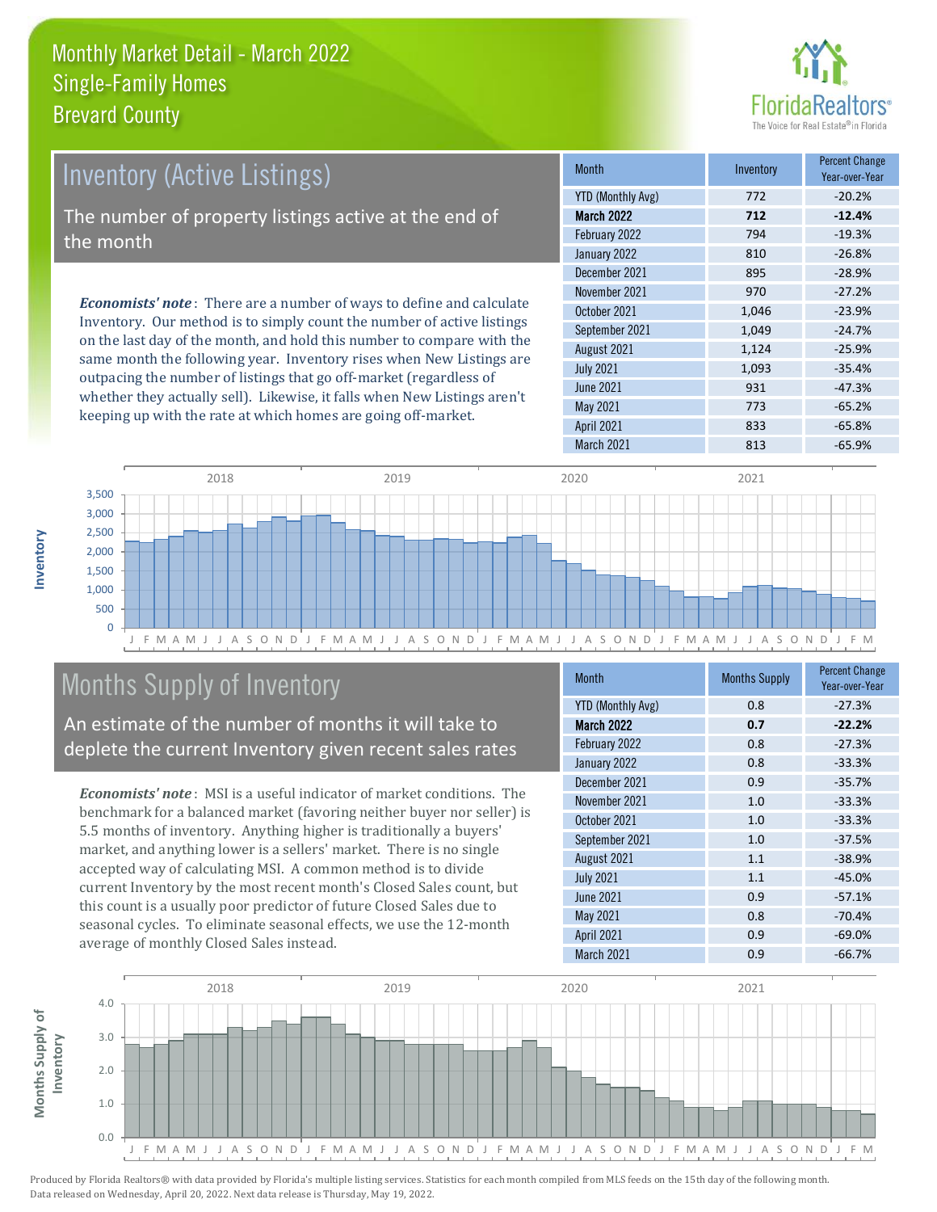# Monthly Market Detail - March 2022
## Single-Family Homes
## Brevard County

## Inventory (Active Listings)

The number of property listings active at the end of the month

***Economists' note***: There are a number of ways to define and calculate Inventory. Our method is to simply count the number of active listings on the last day of the month, and hold this number to compare with the same month the following year. Inventory rises when New Listings are outpacing the number of listings that go off-market (regardless of whether they actually sell). Likewise, it falls when New Listings aren't keeping up with the rate at which homes are going off-market.

| Month | Inventory | Percent Change Year-over-Year |
|---|---|---|
| YTD (Monthly Avg) | 772 | -20.2% |
| **March 2022** | **712** | **-12.4%** |
| February 2022 | 794 | -19.3% |
| January 2022 | 810 | -26.8% |
| December 2021 | 895 | -28.9% |
| November 2021 | 970 | -27.2% |
| October 2021 | 1,046 | -23.9% |
| September 2021 | 1,049 | -24.7% |
| August 2021 | 1,124 | -25.9% |
| July 2021 | 1,093 | -35.4% |
| June 2021 | 931 | -47.3% |
| May 2021 | 773 | -65.2% |
| April 2021 | 833 | -65.8% |
| March 2021 | 813 | -65.9% |

## Months Supply of Inventory

An estimate of the number of months it will take to deplete the current Inventory given recent sales rates

***Economists' note***: MSI is a useful indicator of market conditions. The benchmark for a balanced market (favoring neither buyer nor seller) is 5.5 months of inventory. Anything higher is traditionally a buyers' market, and anything lower is a sellers' market. There is no single accepted way of calculating MSI. A common method is to divide current Inventory by the most recent month's Closed Sales count, but this count is a usually poor predictor of future Closed Sales due to seasonal cycles. To eliminate seasonal effects, we use the 12-month average of monthly Closed Sales instead.

| Month | Months Supply | Percent Change Year-over-Year |
|---|---|---|
| YTD (Monthly Avg) | 0.8 | -27.3% |
| **March 2022** | **0.7** | **-22.2%** |
| February 2022 | 0.8 | -27.3% |
| January 2022 | 0.8 | -33.3% |
| December 2021 | 0.9 | -35.7% |
| November 2021 | 1.0 | -33.3% |
| October 2021 | 1.0 | -33.3% |
| September 2021 | 1.0 | -37.5% |
| August 2021 | 1.1 | -38.9% |
| July 2021 | 1.1 | -45.0% |
| June 2021 | 0.9 | -57.1% |
| May 2021 | 0.8 | -70.4% |
| April 2021 | 0.9 | -69.0% |
| March 2021 | 0.9 | -66.7% |

Produced by Florida Realtors® with data provided by Florida's multiple listing services. Statistics for each month compiled from MLS feeds on the 15th day of the following month. Data released on Wednesday, April 20, 2022. Next data release is Thursday, May 19, 2022.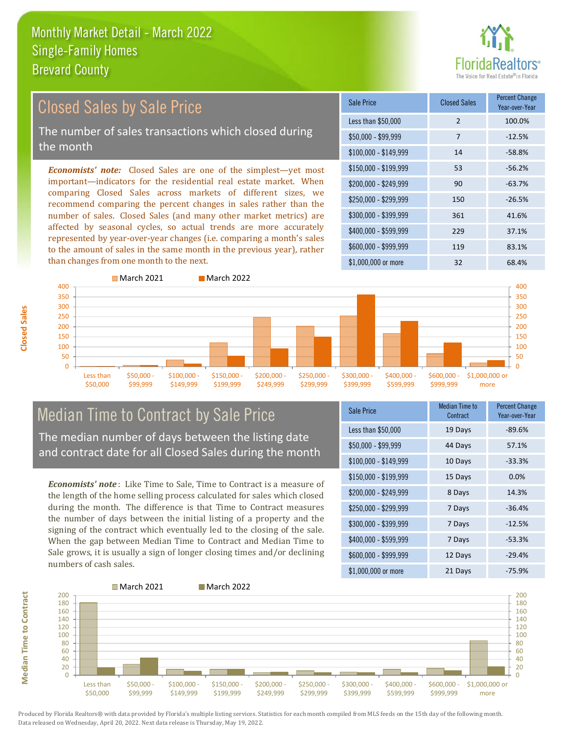# Monthly Market Detail - March 2022
## Single-Family Homes
## Brevard County

## Closed Sales by Sale Price

The number of sales transactions which closed during the month

*Economists' note:* Closed Sales are one of the simplest—yet most important—indicators for the residential real estate market. When comparing Closed Sales across markets of different sizes, we recommend comparing the percent changes in sales rather than the number of sales. Closed Sales (and many other market metrics) are affected by seasonal cycles, so actual trends are more accurately represented by year-over-year changes (i.e. comparing a month's sales to the amount of sales in the same month in the previous year), rather than changes from one month to the next.

| Sale Price | Closed Sales | Percent Change Year-over-Year |
|---|---|---|
| Less than $50,000 | 2 | 100.0% |
| $50,000 - $99,999 | 7 | -12.5% |
| $100,000 - $149,999 | 14 | -58.8% |
| $150,000 - $199,999 | 53 | -56.2% |
| $200,000 - $249,999 | 90 | -63.7% |
| $250,000 - $299,999 | 150 | -26.5% |
| $300,000 - $399,999 | 361 | 41.6% |
| $400,000 - $599,999 | 229 | 37.1% |
| $600,000 - $999,999 | 119 | 83.1% |
| $1,000,000 or more | 32 | 68.4% |

## Median Time to Contract by Sale Price

The median number of days between the listing date and contract date for all Closed Sales during the month

*Economists' note*: Like Time to Sale, Time to Contract is a measure of the length of the home selling process calculated for sales which closed during the month. The difference is that Time to Contract measures the number of days between the initial listing of a property and the signing of the contract which eventually led to the closing of the sale. When the gap between Median Time to Contract and Median Time to Sale grows, it is usually a sign of longer closing times and/or declining numbers of cash sales.

| Sale Price | Median Time to Contract | Percent Change Year-over-Year |
|---|---|---|
| Less than $50,000 | 19 Days | -89.6% |
| $50,000 - $99,999 | 44 Days | 57.1% |
| $100,000 - $149,999 | 10 Days | -33.3% |
| $150,000 - $199,999 | 15 Days | 0.0% |
| $200,000 - $249,999 | 8 Days | 14.3% |
| $250,000 - $299,999 | 7 Days | -36.4% |
| $300,000 - $399,999 | 7 Days | -12.5% |
| $400,000 - $599,999 | 7 Days | -53.3% |
| $600,000 - $999,999 | 12 Days | -29.4% |
| $1,000,000 or more | 21 Days | -75.9% |

Produced by Florida Realtors® with data provided by Florida's multiple listing services. Statistics for each month compiled from MLS feeds on the 15th day of the following month. Data released on Wednesday, April 20, 2022. Next data release is Thursday, May 19, 2022.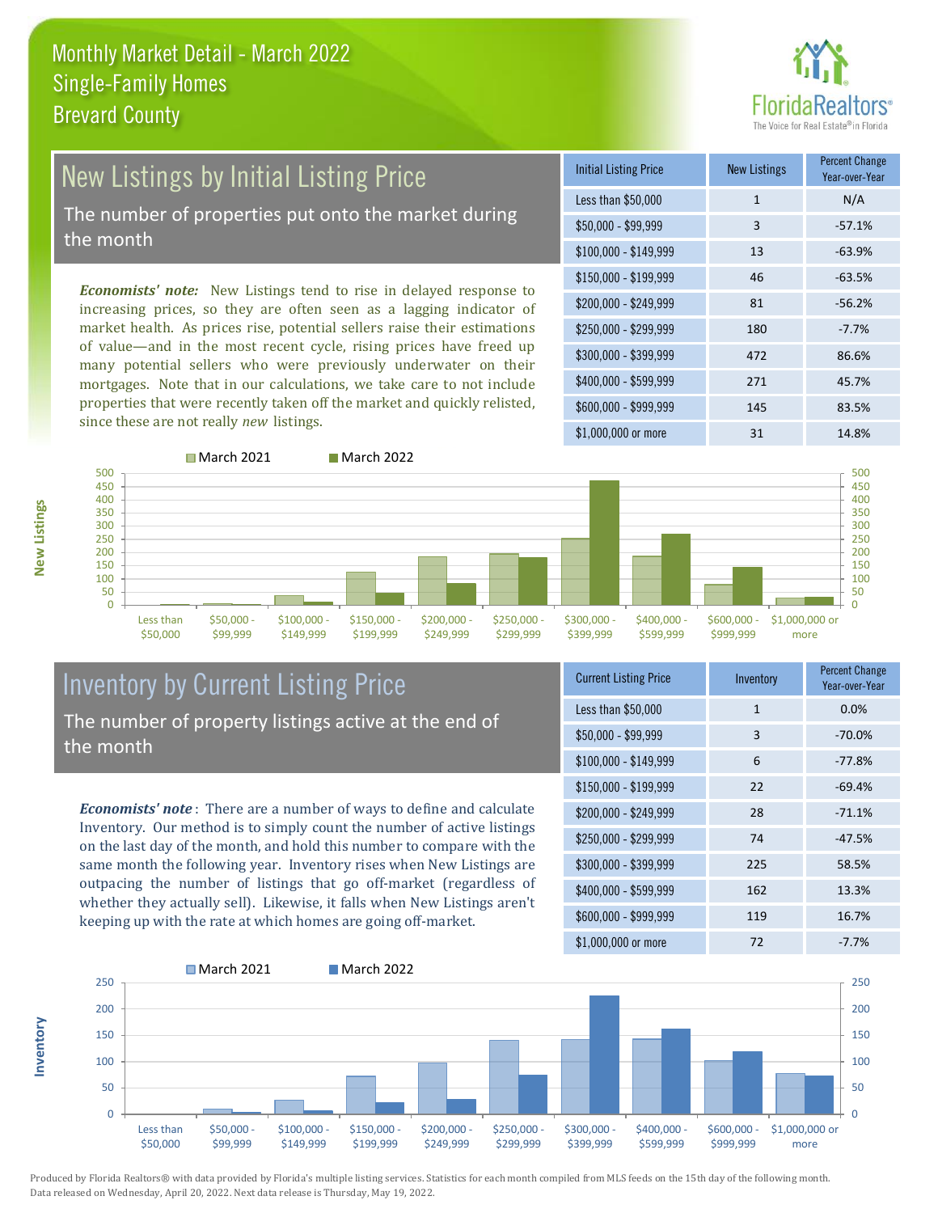# Monthly Market Detail - March 2022
## Single-Family Homes
## Brevard County

FloridaRealtors®
The Voice for Real Estate® in Florida

## New Listings by Initial Listing Price

The number of properties put onto the market during the month

*Economists' note:* New Listings tend to rise in delayed response to increasing prices, so they are often seen as a lagging indicator of market health. As prices rise, potential sellers raise their estimations of value—and in the most recent cycle, rising prices have freed up many potential sellers who were previously underwater on their mortgages. Note that in our calculations, we take care to not include properties that were recently taken off the market and quickly relisted, since these are not really *new* listings.

| Initial Listing Price | New Listings | Percent Change Year-over-Year |
|---|---|---|
| Less than $50,000 | 1 | N/A |
| $50,000 - $99,999 | 3 | -57.1% |
| $100,000 - $149,999 | 13 | -63.9% |
| $150,000 - $199,999 | 46 | -63.5% |
| $200,000 - $249,999 | 81 | -56.2% |
| $250,000 - $299,999 | 180 | -7.7% |
| $300,000 - $399,999 | 472 | 86.6% |
| $400,000 - $599,999 | 271 | 45.7% |
| $600,000 - $999,999 | 145 | 83.5% |
| $1,000,000 or more | 31 | 14.8% |

## Inventory by Current Listing Price

The number of property listings active at the end of the month

*Economists' note*: There are a number of ways to define and calculate Inventory. Our method is to simply count the number of active listings on the last day of the month, and hold this number to compare with the same month the following year. Inventory rises when New Listings are outpacing the number of listings that go off-market (regardless of whether they actually sell). Likewise, it falls when New Listings aren't keeping up with the rate at which homes are going off-market.

| Current Listing Price | Inventory | Percent Change Year-over-Year |
|---|---|---|
| Less than $50,000 | 1 | 0.0% |
| $50,000 - $99,999 | 3 | -70.0% |
| $100,000 - $149,999 | 6 | -77.8% |
| $150,000 - $199,999 | 22 | -69.4% |
| $200,000 - $249,999 | 28 | -71.1% |
| $250,000 - $299,999 | 74 | -47.5% |
| $300,000 - $399,999 | 225 | 58.5% |
| $400,000 - $599,999 | 162 | 13.3% |
| $600,000 - $999,999 | 119 | 16.7% |
| $1,000,000 or more | 72 | -7.7% |

Produced by Florida Realtors® with data provided by Florida's multiple listing services. Statistics for each month compiled from MLS feeds on the 15th day of the following month. Data released on Wednesday, April 20, 2022. Next data release is Thursday, May 19, 2022.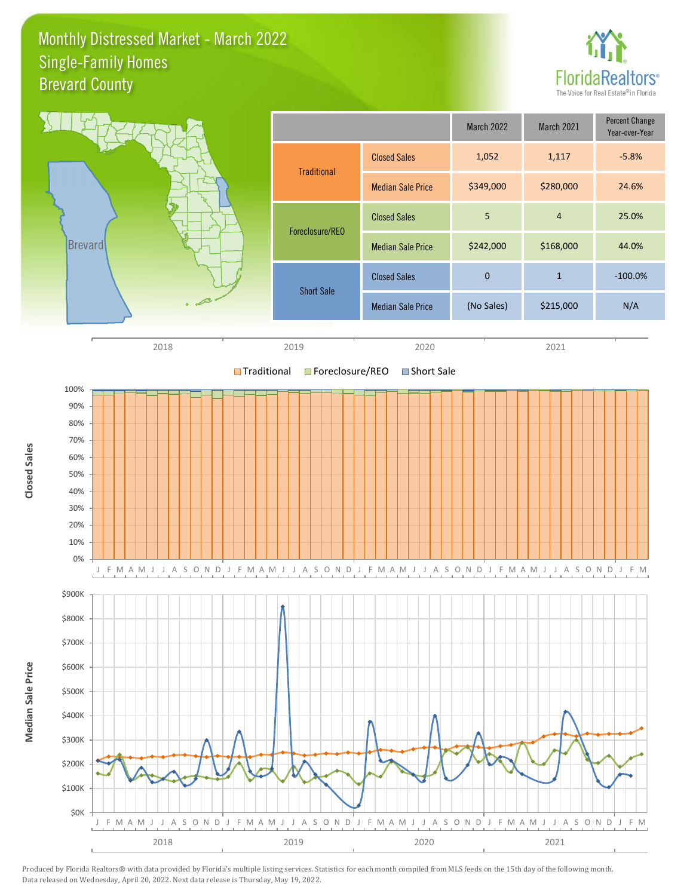# Monthly Distressed Market - March 2022
## Single-Family Homes
## Brevard County

FloridaRealtors®
The Voice for Real Estate® in Florida

Brevard

| | | March 2022 | March 2021 | Percent Change Year-over-Year |
|---|---|---|---|---|
| Traditional | Closed Sales | 1,052 | 1,117 | -5.8% |
| | Median Sale Price | $349,000 | $280,000 | 24.6% |
| Foreclosure/REO | Closed Sales | 5 | 4 | 25.0% |
| | Median Sale Price | $242,000 | $168,000 | 44.0% |
| Short Sale | Closed Sales | 0 | 1 | -100.0% |
| | Median Sale Price | (No Sales) | $215,000 | N/A |

2018 2019 2020 2021

Traditional  Foreclosure/REO  Short Sale

Closed Sales

100% 90% 80% 70% 60% 50% 40% 30% 20% 10% 0%

J F M A M J J A S O N D J F M A M J J A S O N D J F M A M J J A S O N D J F M A M J J A S O N D J F M

Median Sale Price

$900K $800K $700K $600K $500K $400K $300K $200K $100K $0K

J F M A M J J A S O N D J F M A M J J A S O N D J F M A M J J A S O N D J F M A M J J A S O N D J F M

2018 2019 2020 2021

Produced by Florida Realtors® with data provided by Florida's multiple listing services. Statistics for each month compiled from MLS feeds on the 15th day of the following month. Data released on Wednesday, April 20, 2022. Next data release is Thursday, May 19, 2022.